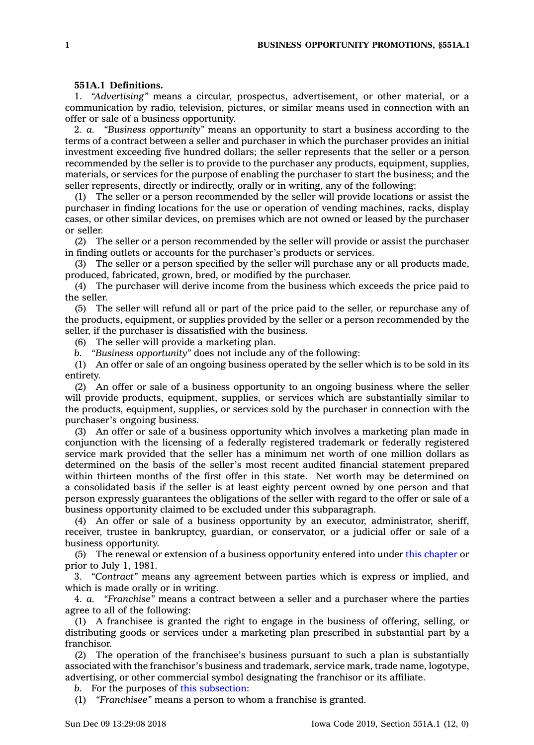**551A.1 Definitions.**

1. *"Advertising"* means a circular, prospectus, advertisement, or other material, or a communication by radio, television, pictures, or similar means used in connection with an offer or sale of a business opportunity.

2. *a.* *"Business opportunity"* means an opportunity to start a business according to the terms of a contract between a seller and purchaser in which the purchaser provides an initial investment exceeding five hundred dollars; the seller represents that the seller or a person recommended by the seller is to provide to the purchaser any products, equipment, supplies, materials, or services for the purpose of enabling the purchaser to start the business; and the seller represents, directly or indirectly, orally or in writing, any of the following:

(1) The seller or a person recommended by the seller will provide locations or assist the purchaser in finding locations for the use or operation of vending machines, racks, display cases, or other similar devices, on premises which are not owned or leased by the purchaser or seller.

(2) The seller or a person recommended by the seller will provide or assist the purchaser in finding outlets or accounts for the purchaser's products or services.

(3) The seller or a person specified by the seller will purchase any or all products made, produced, fabricated, grown, bred, or modified by the purchaser.

(4) The purchaser will derive income from the business which exceeds the price paid to the seller.

(5) The seller will refund all or part of the price paid to the seller, or repurchase any of the products, equipment, or supplies provided by the seller or a person recommended by the seller, if the purchaser is dissatisfied with the business.

(6) The seller will provide a marketing plan.

*b.* *"Business opportunity"* does not include any of the following:

(1) An offer or sale of an ongoing business operated by the seller which is to be sold in its entirety.

(2) An offer or sale of a business opportunity to an ongoing business where the seller will provide products, equipment, supplies, or services which are substantially similar to the products, equipment, supplies, or services sold by the purchaser in connection with the purchaser's ongoing business.

(3) An offer or sale of a business opportunity which involves a marketing plan made in conjunction with the licensing of a federally registered trademark or federally registered service mark provided that the seller has a minimum net worth of one million dollars as determined on the basis of the seller's most recent audited financial statement prepared within thirteen months of the first offer in this state. Net worth may be determined on a consolidated basis if the seller is at least eighty percent owned by one person and that person expressly guarantees the obligations of the seller with regard to the offer or sale of a business opportunity claimed to be excluded under this subparagraph.

(4) An offer or sale of a business opportunity by an executor, administrator, sheriff, receiver, trustee in bankruptcy, guardian, or conservator, or a judicial offer or sale of a business opportunity.

(5) The renewal or extension of a business opportunity entered into under this chapter or prior to July 1, 1981.

3. *"Contract"* means any agreement between parties which is express or implied, and which is made orally or in writing.

4. *a.* *"Franchise"* means a contract between a seller and a purchaser where the parties agree to all of the following:

(1) A franchisee is granted the right to engage in the business of offering, selling, or distributing goods or services under a marketing plan prescribed in substantial part by a franchisor.

(2) The operation of the franchisee's business pursuant to such a plan is substantially associated with the franchisor's business and trademark, service mark, trade name, logotype, advertising, or other commercial symbol designating the franchisor or its affiliate.

*b.* For the purposes of this subsection:

(1) *"Franchisee"* means a person to whom a franchise is granted.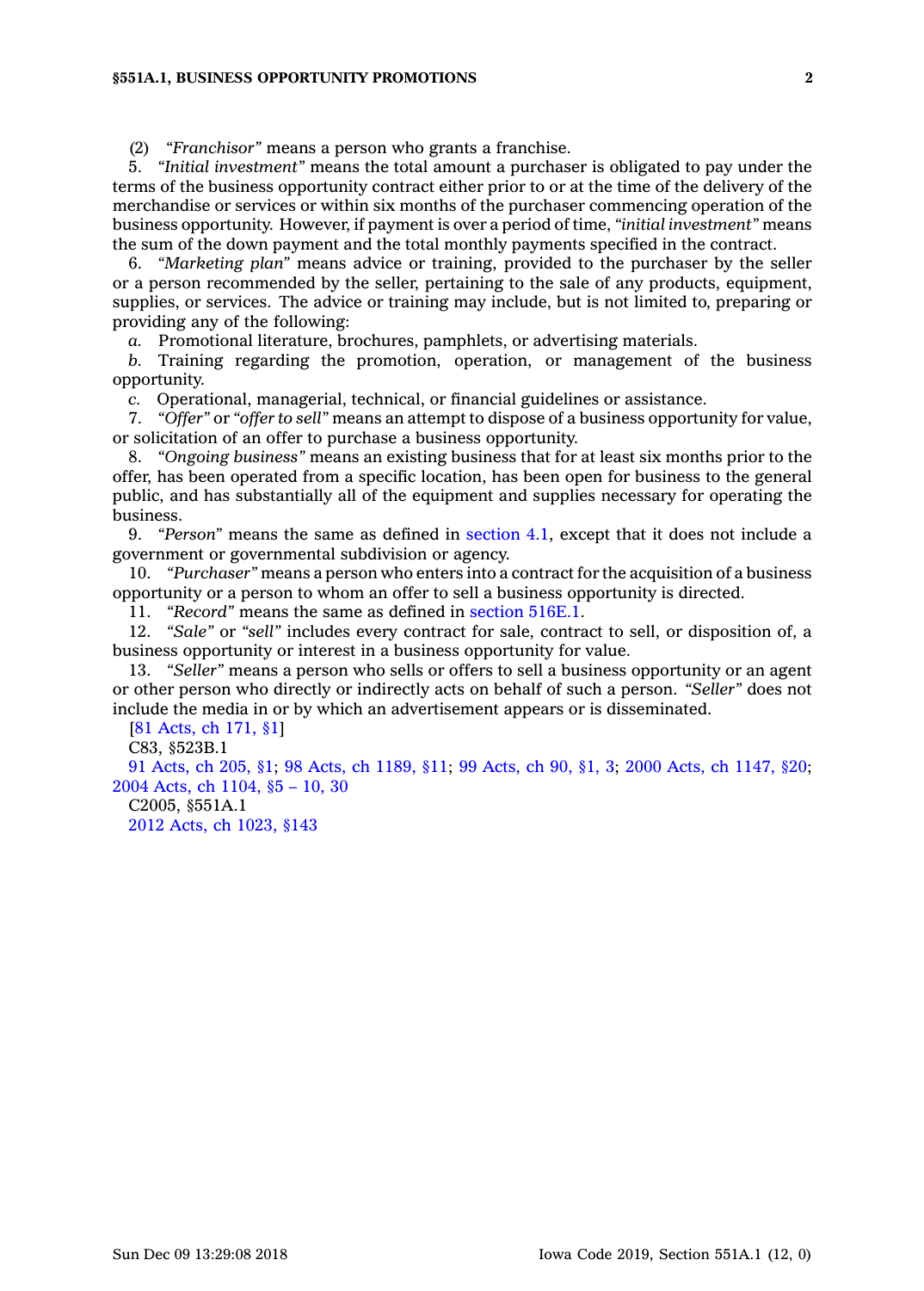(2) *"Franchisor"* means a person who grants a franchise.

5. *"Initial investment"* means the total amount a purchaser is obligated to pay under the terms of the business opportunity contract either prior to or at the time of the delivery of the merchandise or services or within six months of the purchaser commencing operation of the business opportunity. However, if payment is over a period of time, *"initial investment"* means the sum of the down payment and the total monthly payments specified in the contract.

6. *"Marketing plan"* means advice or training, provided to the purchaser by the seller or a person recommended by the seller, pertaining to the sale of any products, equipment, supplies, or services. The advice or training may include, but is not limited to, preparing or providing any of the following:

*a.* Promotional literature, brochures, pamphlets, or advertising materials.

*b.* Training regarding the promotion, operation, or management of the business opportunity.

*c.* Operational, managerial, technical, or financial guidelines or assistance.

7. *"Offer"* or *"offer to sell"* means an attempt to dispose of a business opportunity for value, or solicitation of an offer to purchase a business opportunity.

8. *"Ongoing business"* means an existing business that for at least six months prior to the offer, has been operated from a specific location, has been open for business to the general public, and has substantially all of the equipment and supplies necessary for operating the business.

9. *"Person"* means the same as defined in section 4.1, except that it does not include a government or governmental subdivision or agency.

10. *"Purchaser"* means a person who enters into a contract for the acquisition of a business opportunity or a person to whom an offer to sell a business opportunity is directed.

11. *"Record"* means the same as defined in section 516E.1.

12. *"Sale"* or *"sell"* includes every contract for sale, contract to sell, or disposition of, a business opportunity or interest in a business opportunity for value.

13. *"Seller"* means a person who sells or offers to sell a business opportunity or an agent or other person who directly or indirectly acts on behalf of such a person. *"Seller"* does not include the media in or by which an advertisement appears or is disseminated.

[81 Acts, ch 171, §1]

C83, §523B.1

91 Acts, ch 205, §1; 98 Acts, ch 1189, §11; 99 Acts, ch 90, §1, 3; 2000 Acts, ch 1147, §20; 2004 Acts, ch 1104, §5 – 10, 30

C2005, §551A.1

2012 Acts, ch 1023, §143